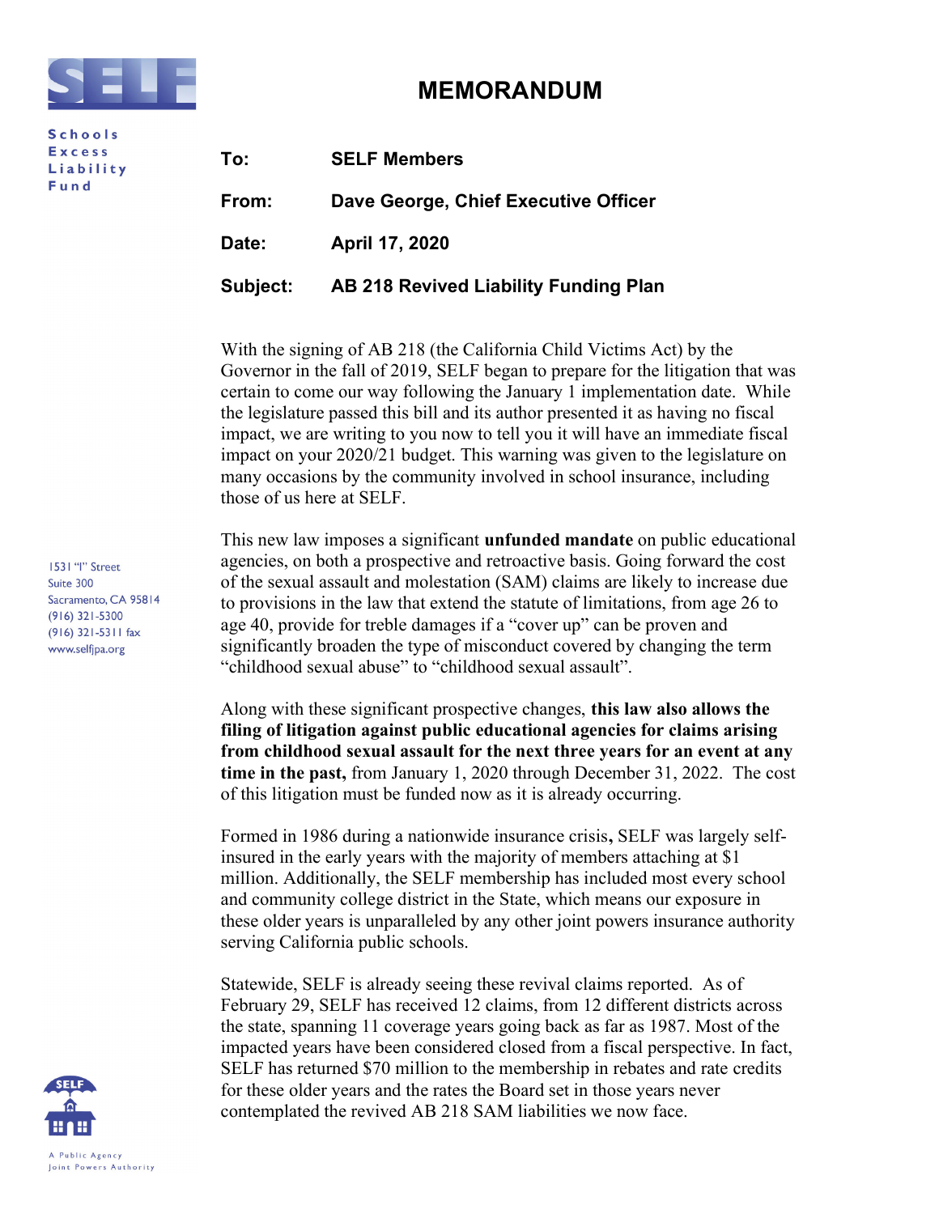**Schools Excess Liability Fund**

1531 "I" Street
Suite 300
Sacramento, CA 95814
(916) 321-5300
(916) 321-5311 fax
www.selfjpa.org

A Public Agency Joint Powers Authority

# MEMORANDUM

**To:** SELF Members

**From:** Dave George, Chief Executive Officer

**Date:** April 17, 2020

**Subject:** AB 218 Revived Liability Funding Plan

With the signing of AB 218 (the California Child Victims Act) by the Governor in the fall of 2019, SELF began to prepare for the litigation that was certain to come our way following the January 1 implementation date. While the legislature passed this bill and its author presented it as having no fiscal impact, we are writing to you now to tell you it will have an immediate fiscal impact on your 2020/21 budget. This warning was given to the legislature on many occasions by the community involved in school insurance, including those of us here at SELF.

This new law imposes a significant **unfunded mandate** on public educational agencies, on both a prospective and retroactive basis. Going forward the cost of the sexual assault and molestation (SAM) claims are likely to increase due to provisions in the law that extend the statute of limitations, from age 26 to age 40, provide for treble damages if a "cover up" can be proven and significantly broaden the type of misconduct covered by changing the term "childhood sexual abuse" to "childhood sexual assault".

Along with these significant prospective changes, **this law also allows the filing of litigation against public educational agencies for claims arising from childhood sexual assault for the next three years for an event at any time in the past,** from January 1, 2020 through December 31, 2022. The cost of this litigation must be funded now as it is already occurring.

Formed in 1986 during a nationwide insurance crisis**,** SELF was largely self-insured in the early years with the majority of members attaching at $1 million. Additionally, the SELF membership has included most every school and community college district in the State, which means our exposure in these older years is unparalleled by any other joint powers insurance authority serving California public schools.

Statewide, SELF is already seeing these revival claims reported. As of February 29, SELF has received 12 claims, from 12 different districts across the state, spanning 11 coverage years going back as far as 1987. Most of the impacted years have been considered closed from a fiscal perspective. In fact, SELF has returned $70 million to the membership in rebates and rate credits for these older years and the rates the Board set in those years never contemplated the revived AB 218 SAM liabilities we now face.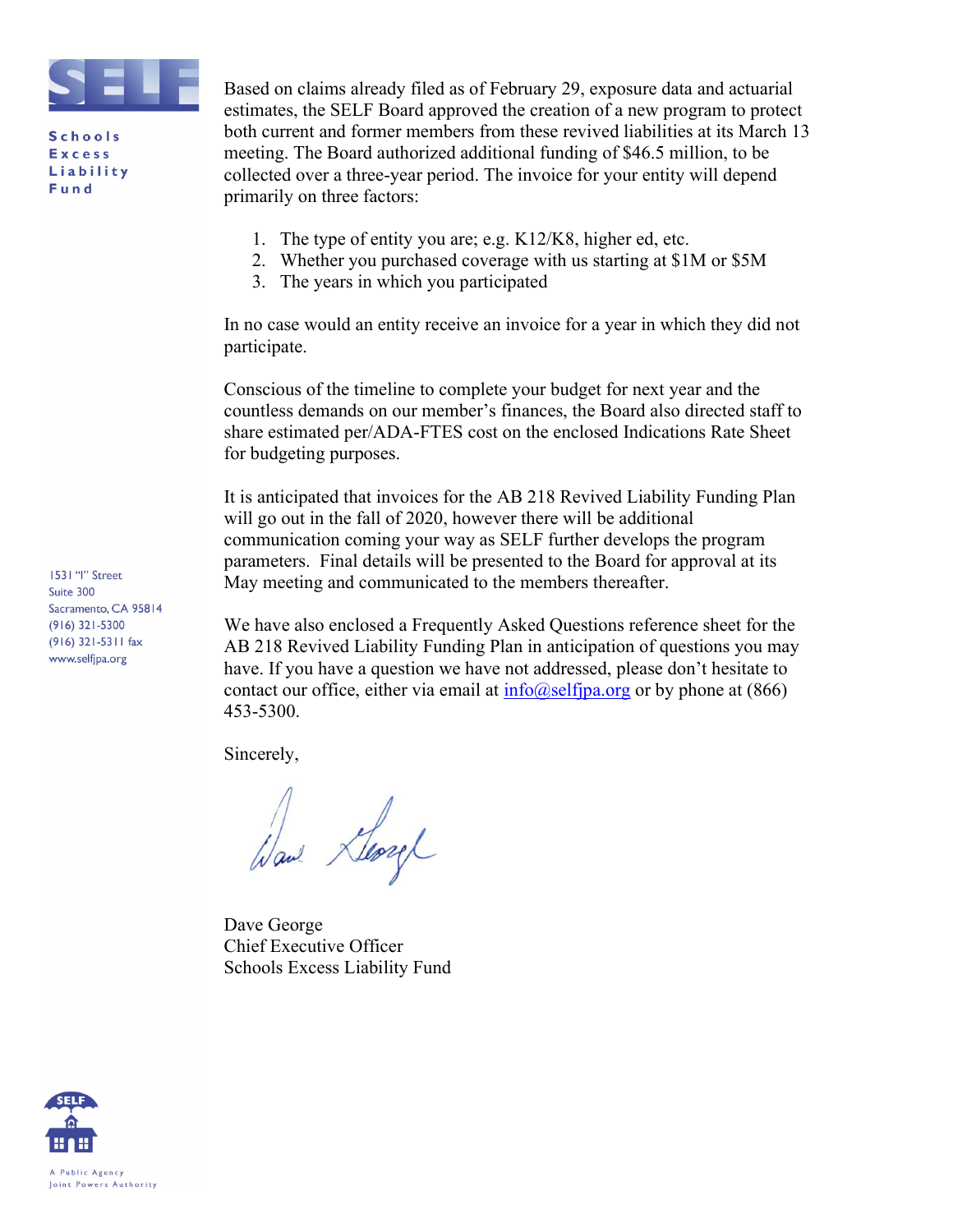Based on claims already filed as of February 29, exposure data and actuarial estimates, the SELF Board approved the creation of a new program to protect both current and former members from these revived liabilities at its March 13 meeting. The Board authorized additional funding of $46.5 million, to be collected over a three-year period. The invoice for your entity will depend primarily on three factors:

1. The type of entity you are; e.g. K12/K8, higher ed, etc.
2. Whether you purchased coverage with us starting at $1M or $5M
3. The years in which you participated

In no case would an entity receive an invoice for a year in which they did not participate.

Conscious of the timeline to complete your budget for next year and the countless demands on our member's finances, the Board also directed staff to share estimated per/ADA-FTES cost on the enclosed Indications Rate Sheet for budgeting purposes.

It is anticipated that invoices for the AB 218 Revived Liability Funding Plan will go out in the fall of 2020, however there will be additional communication coming your way as SELF further develops the program parameters. Final details will be presented to the Board for approval at its May meeting and communicated to the members thereafter.

We have also enclosed a Frequently Asked Questions reference sheet for the AB 218 Revived Liability Funding Plan in anticipation of questions you may have. If you have a question we have not addressed, please don't hesitate to contact our office, either via email at info@selfjpa.org or by phone at (866) 453-5300.

Sincerely,

Dave George
Chief Executive Officer
Schools Excess Liability Fund

1531 "I" Street
Suite 300
Sacramento, CA 95814
(916) 321-5300
(916) 321-5311 fax
www.selfjpa.org

A Public Agency
Joint Powers Authority